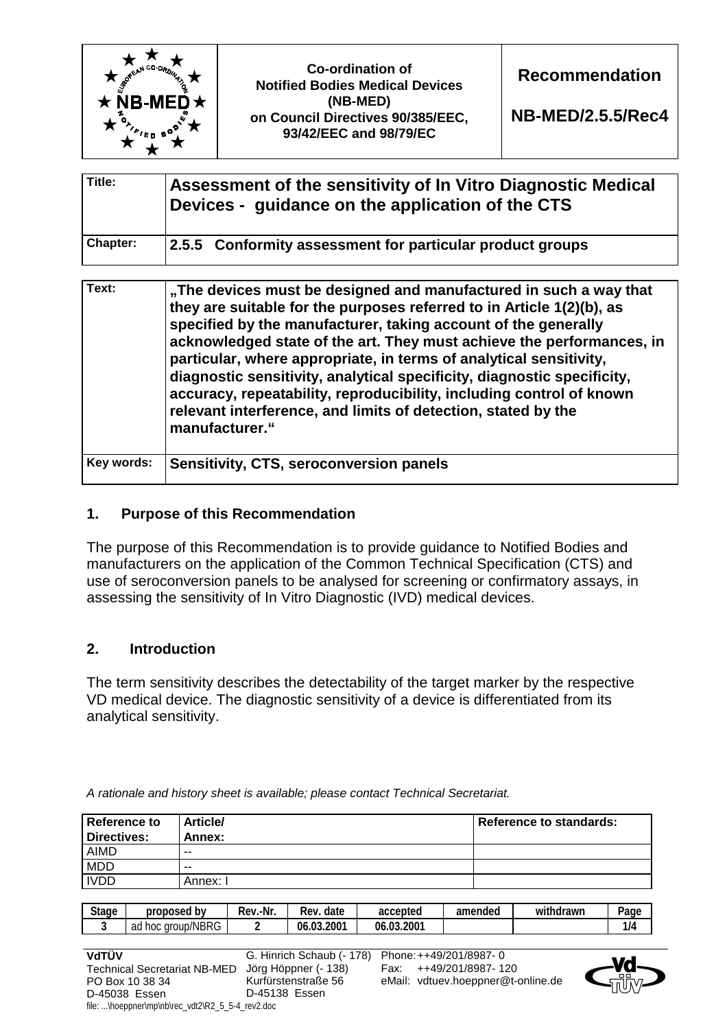| | Co-ordination of Notified Bodies Medical Devices (NB-MED) on Council Directives 90/385/EEC, 93/42/EEC and 98/79/EC | **Recommendation** **NB-MED/2.5.5/Rec4** |
|---|---|---|

| | |
|---|---|
| **Title:** | **Assessment of the sensitivity of In Vitro Diagnostic Medical Devices - guidance on the application of the CTS** |
| **Chapter:** | **2.5.5 Conformity assessment for particular product groups** |

| | |
|---|---|
| **Text:** | **„The devices must be designed and manufactured in such a way that they are suitable for the purposes referred to in Article 1(2)(b), as specified by the manufacturer, taking account of the generally acknowledged state of the art. They must achieve the performances, in particular, where appropriate, in terms of analytical sensitivity, diagnostic sensitivity, analytical specificity, diagnostic specificity, accuracy, repeatability, reproducibility, including control of known relevant interference, and limits of detection, stated by the manufacturer.“** |
| **Key words:** | **Sensitivity, CTS, seroconversion panels** |

## 1. Purpose of this Recommendation

The purpose of this Recommendation is to provide guidance to Notified Bodies and manufacturers on the application of the Common Technical Specification (CTS) and use of seroconversion panels to be analysed for screening or confirmatory assays, in assessing the sensitivity of In Vitro Diagnostic (IVD) medical devices.

## 2. Introduction

The term sensitivity describes the detectability of the target marker by the respective VD medical device. The diagnostic sensitivity of a device is differentiated from its analytical sensitivity.

*A rationale and history sheet is available; please contact Technical Secretariat.*

| Reference to Directives: | Article/ Annex: | Reference to standards: |
|---|---|---|
| AIMD | -- | |
| MDD | -- | |
| IVDD | Annex: I | |

| Stage | proposed by | Rev.-Nr. | Rev. date | accepted | amended | withdrawn | Page |
|---|---|---|---|---|---|---|---|
| 3 | ad hoc group/NBRG | 2 | 06.03.2001 | 06.03.2001 | | | 1/4 |

**VdTÜV**
Technical Secretariat NB-MED
PO Box 10 38 34
D-45038 Essen

G. Hinrich Schaub (- 178)
Jörg Höppner (- 138)
Kurfürstenstraße 56
D-45138 Essen

Phone: ++49/201/8987- 0
Fax: ++49/201/8987- 120
eMail: vdtuev.hoeppner@t-online.de

file: ...\hoeppner\mp\nb\rec_vdt2\R2_5_5-4_rev2.doc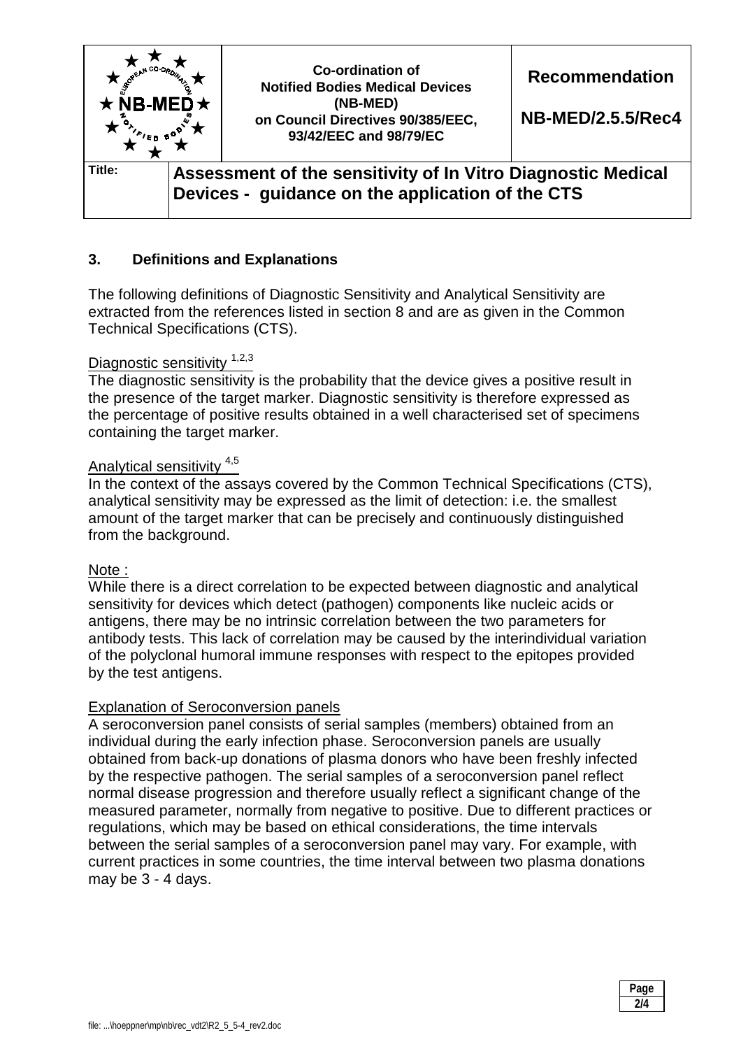## 3. Definitions and Explanations

The following definitions of Diagnostic Sensitivity and Analytical Sensitivity are extracted from the references listed in section 8 and are as given in the Common Technical Specifications (CTS).

Diagnostic sensitivity [1,2,3]

The diagnostic sensitivity is the probability that the device gives a positive result in the presence of the target marker. Diagnostic sensitivity is therefore expressed as the percentage of positive results obtained in a well characterised set of specimens containing the target marker.

Analytical sensitivity [4,5]

In the context of the assays covered by the Common Technical Specifications (CTS), analytical sensitivity may be expressed as the limit of detection: i.e. the smallest amount of the target marker that can be precisely and continuously distinguished from the background.

Note :

While there is a direct correlation to be expected between diagnostic and analytical sensitivity for devices which detect (pathogen) components like nucleic acids or antigens, there may be no intrinsic correlation between the two parameters for antibody tests. This lack of correlation may be caused by the interindividual variation of the polyclonal humoral immune responses with respect to the epitopes provided by the test antigens.

Explanation of Seroconversion panels

A seroconversion panel consists of serial samples (members) obtained from an individual during the early infection phase. Seroconversion panels are usually obtained from back-up donations of plasma donors who have been freshly infected by the respective pathogen. The serial samples of a seroconversion panel reflect normal disease progression and therefore usually reflect a significant change of the measured parameter, normally from negative to positive. Due to different practices or regulations, which may be based on ethical considerations, the time intervals between the serial samples of a seroconversion panel may vary. For example, with current practices in some countries, the time interval between two plasma donations may be 3 - 4 days.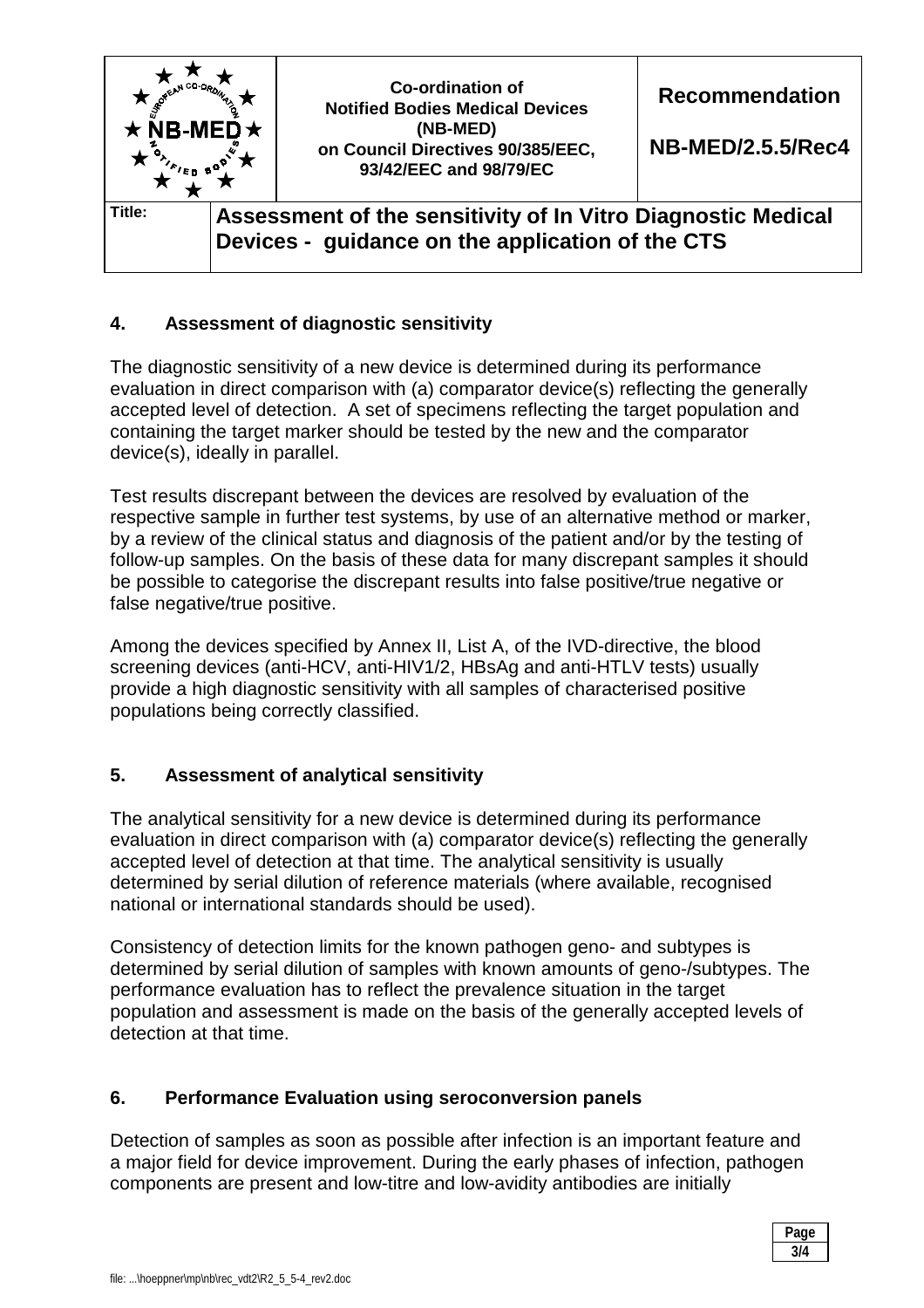## 4. Assessment of diagnostic sensitivity

The diagnostic sensitivity of a new device is determined during its performance evaluation in direct comparison with (a) comparator device(s) reflecting the generally accepted level of detection. A set of specimens reflecting the target population and containing the target marker should be tested by the new and the comparator device(s), ideally in parallel.

Test results discrepant between the devices are resolved by evaluation of the respective sample in further test systems, by use of an alternative method or marker, by a review of the clinical status and diagnosis of the patient and/or by the testing of follow-up samples. On the basis of these data for many discrepant samples it should be possible to categorise the discrepant results into false positive/true negative or false negative/true positive.

Among the devices specified by Annex II, List A, of the IVD-directive, the blood screening devices (anti-HCV, anti-HIV1/2, HBsAg and anti-HTLV tests) usually provide a high diagnostic sensitivity with all samples of characterised positive populations being correctly classified.

## 5. Assessment of analytical sensitivity

The analytical sensitivity for a new device is determined during its performance evaluation in direct comparison with (a) comparator device(s) reflecting the generally accepted level of detection at that time. The analytical sensitivity is usually determined by serial dilution of reference materials (where available, recognised national or international standards should be used).

Consistency of detection limits for the known pathogen geno- and subtypes is determined by serial dilution of samples with known amounts of geno-/subtypes. The performance evaluation has to reflect the prevalence situation in the target population and assessment is made on the basis of the generally accepted levels of detection at that time.

## 6. Performance Evaluation using seroconversion panels

Detection of samples as soon as possible after infection is an important feature and a major field for device improvement. During the early phases of infection, pathogen components are present and low-titre and low-avidity antibodies are initially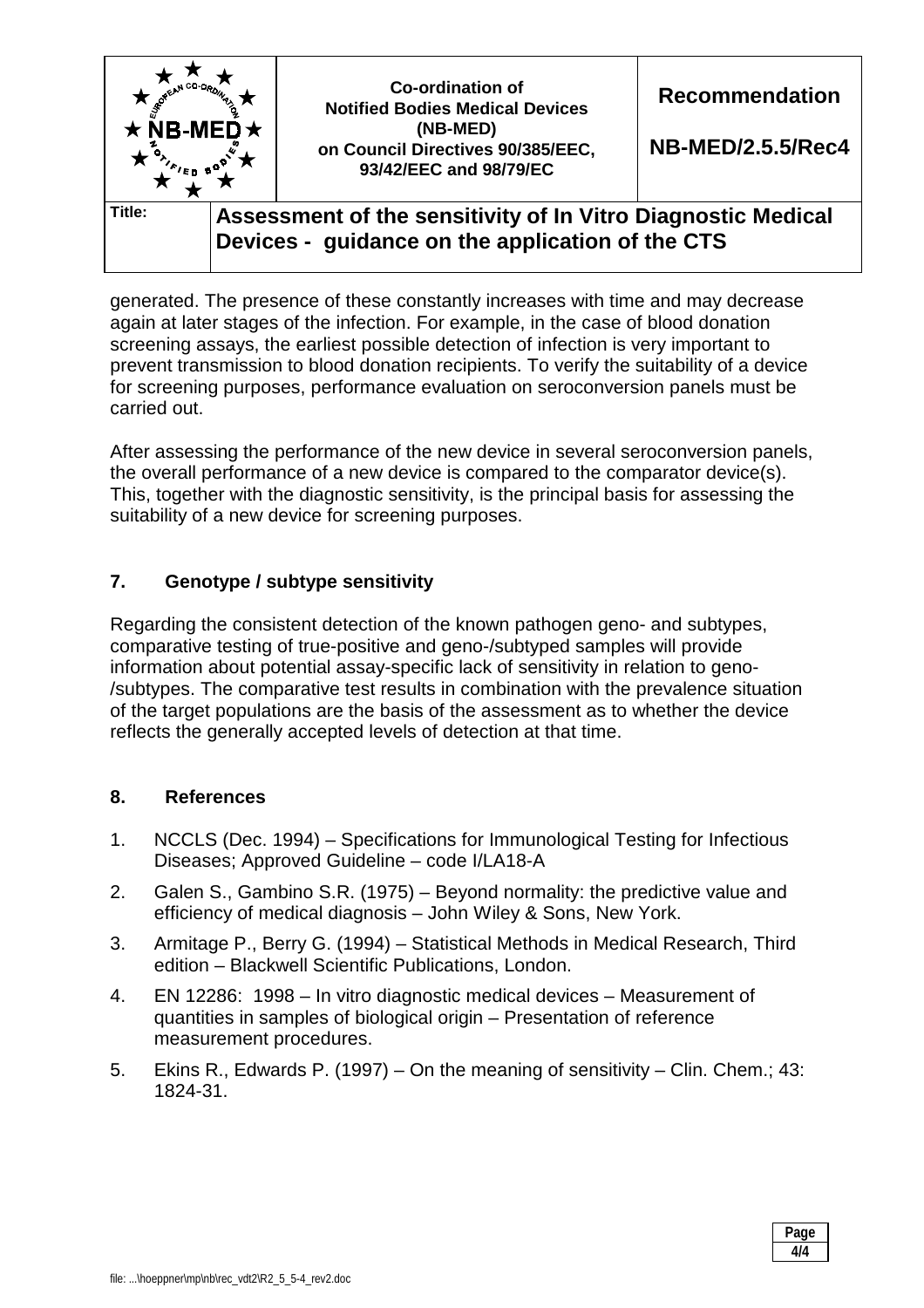generated. The presence of these constantly increases with time and may decrease again at later stages of the infection. For example, in the case of blood donation screening assays, the earliest possible detection of infection is very important to prevent transmission to blood donation recipients. To verify the suitability of a device for screening purposes, performance evaluation on seroconversion panels must be carried out.

After assessing the performance of the new device in several seroconversion panels, the overall performance of a new device is compared to the comparator device(s). This, together with the diagnostic sensitivity, is the principal basis for assessing the suitability of a new device for screening purposes.

## 7. Genotype / subtype sensitivity

Regarding the consistent detection of the known pathogen geno- and subtypes, comparative testing of true-positive and geno-/subtyped samples will provide information about potential assay-specific lack of sensitivity in relation to geno-/subtypes. The comparative test results in combination with the prevalence situation of the target populations are the basis of the assessment as to whether the device reflects the generally accepted levels of detection at that time.

## 8. References

1. NCCLS (Dec. 1994) – Specifications for Immunological Testing for Infectious Diseases; Approved Guideline – code I/LA18-A
2. Galen S., Gambino S.R. (1975) – Beyond normality: the predictive value and efficiency of medical diagnosis – John Wiley & Sons, New York.
3. Armitage P., Berry G. (1994) – Statistical Methods in Medical Research, Third edition – Blackwell Scientific Publications, London.
4. EN 12286: 1998 – In vitro diagnostic medical devices – Measurement of quantities in samples of biological origin – Presentation of reference measurement procedures.
5. Ekins R., Edwards P. (1997) – On the meaning of sensitivity – Clin. Chem.; 43: 1824-31.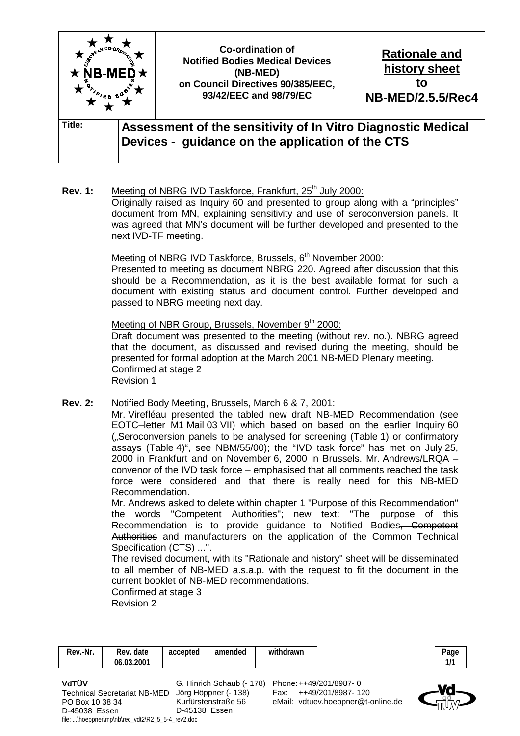| | Co-ordination of Notified Bodies Medical Devices (NB-MED) on Council Directives 90/385/EEC, 93/42/EEC and 98/79/EC | **Rationale and history sheet to NB-MED/2.5.5/Rec4** |
|---|---|---|

**Title:** **Assessment of the sensitivity of In Vitro Diagnostic Medical Devices - guidance on the application of the CTS**

**Rev. 1:** Meeting of NBRG IVD Taskforce, Frankfurt, 25th July 2000:
Originally raised as Inquiry 60 and presented to group along with a "principles" document from MN, explaining sensitivity and use of seroconversion panels. It was agreed that MN's document will be further developed and presented to the next IVD-TF meeting.

Meeting of NBRG IVD Taskforce, Brussels, 6th November 2000:
Presented to meeting as document NBRG 220. Agreed after discussion that this should be a Recommendation, as it is the best available format for such a document with existing status and document control. Further developed and passed to NBRG meeting next day.

Meeting of NBR Group, Brussels, November 9th 2000:
Draft document was presented to the meeting (without rev. no.). NBRG agreed that the document, as discussed and revised during the meeting, should be presented for formal adoption at the March 2001 NB-MED Plenary meeting.
Confirmed at stage 2
Revision 1

**Rev. 2:** Notified Body Meeting, Brussels, March 6 & 7, 2001:
Mr. Virefléau presented the tabled new draft NB-MED Recommendation (see EOTC–letter M1 Mail 03 VII) which based on based on the earlier Inquiry 60 („Seroconversion panels to be analysed for screening (Table 1) or confirmatory assays (Table 4)", see NBM/55/00); the "IVD task force" has met on July 25, 2000 in Frankfurt and on November 6, 2000 in Brussels. Mr. Andrews/LRQA – convenor of the IVD task force – emphasised that all comments reached the task force were considered and that there is really need for this NB-MED Recommendation.
Mr. Andrews asked to delete within chapter 1 "Purpose of this Recommendation" the words "Competent Authorities"; new text: "The purpose of this Recommendation is to provide guidance to Notified Bodies~~, Competent Authorities~~ and manufacturers on the application of the Common Technical Specification (CTS) ...".
The revised document, with its "Rationale and history" sheet will be disseminated to all member of NB-MED a.s.a.p. with the request to fit the document in the current booklet of NB-MED recommendations.
Confirmed at stage 3
Revision 2

| Rev.-Nr. | Rev. date | accepted | amended | withdrawn |
|---|---|---|---|---|
| | 06.03.2001 | | | |

VdTÜV
Technical Secretariat NB-MED
PO Box 10 38 34
D-45038 Essen

G. Hinrich Schaub (- 178)
Jörg Höppner (- 138)
Kurfürstenstraße 56
D-45138 Essen

Phone: ++49/201/8987- 0
Fax: ++49/201/8987- 120
eMail: vdtuev.hoeppner@t-online.de

file: ...\hoeppner\mp\nb\rec_vdt2\R2_5_5-4_rev2.doc